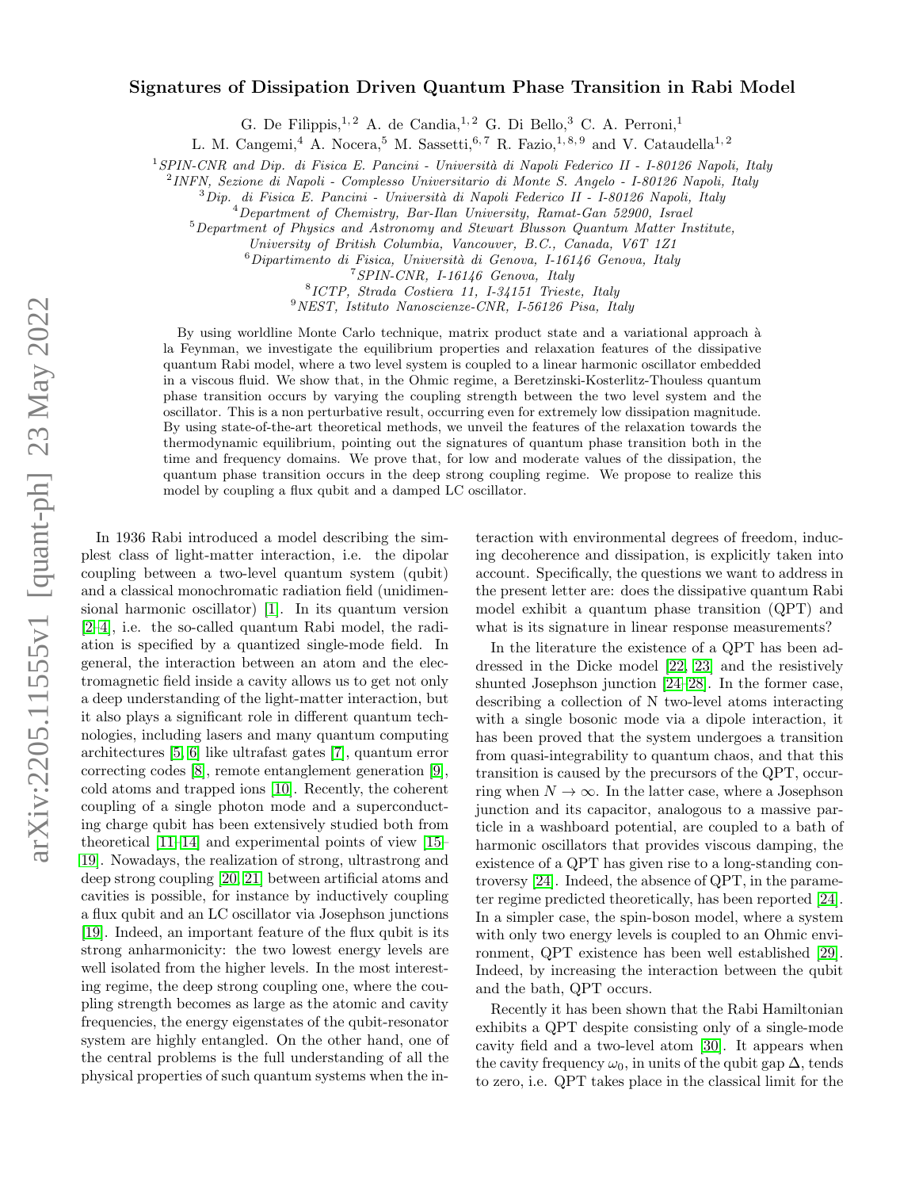# Signatures of Dissipation Driven Quantum Phase Transition in Rabi Model

G. De Filippis,[1,2] A. de Candia,[1,2] G. Di Bello,[3] C. A. Perroni,[1] L. M. Cangemi,[4] A. Nocera,[5] M. Sassetti,[6,7] R. Fazio,[1,8,9] and V. Cataudella[1,2]

[1] *SPIN-CNR and Dip. di Fisica E. Pancini - Università di Napoli Federico II - I-80126 Napoli, Italy*
[2] *INFN, Sezione di Napoli - Complesso Universitario di Monte S. Angelo - I-80126 Napoli, Italy*
[3] *Dip. di Fisica E. Pancini - Università di Napoli Federico II - I-80126 Napoli, Italy*
[4] *Department of Chemistry, Bar-Ilan University, Ramat-Gan 52900, Israel*
[5] *Department of Physics and Astronomy and Stewart Blusson Quantum Matter Institute, University of British Columbia, Vancouver, B.C., Canada, V6T 1Z1*
[6] *Dipartimento di Fisica, Università di Genova, I-16146 Genova, Italy*
[7] *SPIN-CNR, I-16146 Genova, Italy*
[8] *ICTP, Strada Costiera 11, I-34151 Trieste, Italy*
[9] *NEST, Istituto Nanoscienze-CNR, I-56126 Pisa, Italy*

By using worldline Monte Carlo technique, matrix product state and a variational approach à la Feynman, we investigate the equilibrium properties and relaxation features of the dissipative quantum Rabi model, where a two level system is coupled to a linear harmonic oscillator embedded in a viscous fluid. We show that, in the Ohmic regime, a Beretzinski-Kosterlitz-Thouless quantum phase transition occurs by varying the coupling strength between the two level system and the oscillator. This is a non perturbative result, occurring even for extremely low dissipation magnitude. By using state-of-the-art theoretical methods, we unveil the features of the relaxation towards the thermodynamic equilibrium, pointing out the signatures of quantum phase transition both in the time and frequency domains. We prove that, for low and moderate values of the dissipation, the quantum phase transition occurs in the deep strong coupling regime. We propose to realize this model by coupling a flux qubit and a damped LC oscillator.

In 1936 Rabi introduced a model describing the simplest class of light-matter interaction, i.e. the dipolar coupling between a two-level quantum system (qubit) and a classical monochromatic radiation field (unidimensional harmonic oscillator) [1]. In its quantum version [2–4], i.e. the so-called quantum Rabi model, the radiation is specified by a quantized single-mode field. In general, the interaction between an atom and the electromagnetic field inside a cavity allows us to get not only a deep understanding of the light-matter interaction, but it also plays a significant role in different quantum technologies, including lasers and many quantum computing architectures [5, 6] like ultrafast gates [7], quantum error correcting codes [8], remote entanglement generation [9], cold atoms and trapped ions [10]. Recently, the coherent coupling of a single photon mode and a superconducting charge qubit has been extensively studied both from theoretical [11–14] and experimental points of view [15–19]. Nowadays, the realization of strong, ultrastrong and deep strong coupling [20, 21] between artificial atoms and cavities is possible, for instance by inductively coupling a flux qubit and an LC oscillator via Josephson junctions [19]. Indeed, an important feature of the flux qubit is its strong anharmonicity: the two lowest energy levels are well isolated from the higher levels. In the most interesting regime, the deep strong coupling one, where the coupling strength becomes as large as the atomic and cavity frequencies, the energy eigenstates of the qubit-resonator system are highly entangled. On the other hand, one of the central problems is the full understanding of all the physical properties of such quantum systems when the interaction with environmental degrees of freedom, inducing decoherence and dissipation, is explicitly taken into account. Specifically, the questions we want to address in the present letter are: does the dissipative quantum Rabi model exhibit a quantum phase transition (QPT) and what is its signature in linear response measurements?

In the literature the existence of a QPT has been addressed in the Dicke model [22, 23] and the resistively shunted Josephson junction [24–28]. In the former case, describing a collection of N two-level atoms interacting with a single bosonic mode via a dipole interaction, it has been proved that the system undergoes a transition from quasi-integrability to quantum chaos, and that this transition is caused by the precursors of the QPT, occurring when $N \to \infty$. In the latter case, where a Josephson junction and its capacitor, analogous to a massive particle in a washboard potential, are coupled to a bath of harmonic oscillators that provides viscous damping, the existence of a QPT has given rise to a long-standing controversy [24]. Indeed, the absence of QPT, in the parameter regime predicted theoretically, has been reported [24]. In a simpler case, the spin-boson model, where a system with only two energy levels is coupled to an Ohmic environment, QPT existence has been well established [29]. Indeed, by increasing the interaction between the qubit and the bath, QPT occurs.

Recently it has been shown that the Rabi Hamiltonian exhibits a QPT despite consisting only of a single-mode cavity field and a two-level atom [30]. It appears when the cavity frequency $\omega_0$, in units of the qubit gap $\Delta$, tends to zero, i.e. QPT takes place in the classical limit for the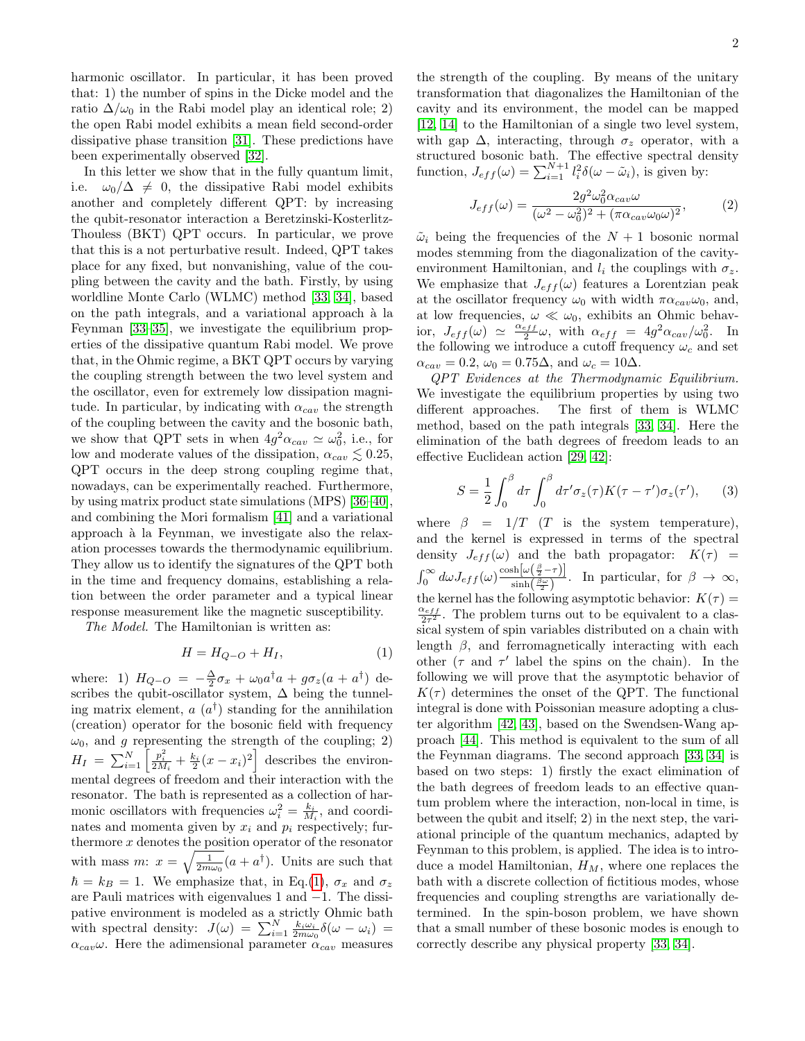harmonic oscillator. In particular, it has been proved that: 1) the number of spins in the Dicke model and the ratio $\Delta/\omega_0$ in the Rabi model play an identical role; 2) the open Rabi model exhibits a mean field second-order dissipative phase transition [31]. These predictions have been experimentally observed [32].

In this letter we show that in the fully quantum limit, i.e. $\omega_0/\Delta \neq 0$, the dissipative Rabi model exhibits another and completely different QPT: by increasing the qubit-resonator interaction a Beretzinski-Kosterlitz-Thouless (BKT) QPT occurs. In particular, we prove that this is a not perturbative result. Indeed, QPT takes place for any fixed, but nonvanishing, value of the coupling between the cavity and the bath. Firstly, by using worldline Monte Carlo (WLMC) method [33, 34], based on the path integrals, and a variational approach à la Feynman [33–35], we investigate the equilibrium properties of the dissipative quantum Rabi model. We prove that, in the Ohmic regime, a BKT QPT occurs by varying the coupling strength between the two level system and the oscillator, even for extremely low dissipation magnitude. In particular, by indicating with $\alpha_{cav}$ the strength of the coupling between the cavity and the bosonic bath, we show that QPT sets in when $4g^2\alpha_{cav} \simeq \omega_0^2$, i.e., for low and moderate values of the dissipation, $\alpha_{cav} \lesssim 0.25$, QPT occurs in the deep strong coupling regime that, nowadays, can be experimentally reached. Furthermore, by using matrix product state simulations (MPS) [36–40], and combining the Mori formalism [41] and a variational approach à la Feynman, we investigate also the relaxation processes towards the thermodynamic equilibrium. They allow us to identify the signatures of the QPT both in the time and frequency domains, establishing a relation between the order parameter and a typical linear response measurement like the magnetic susceptibility.

*The Model.* The Hamiltonian is written as:

$$H = H_{Q-O} + H_I, \tag{1}$$

where: 1) $H_{Q-O} = -\frac{\Delta}{2}\sigma_x + \omega_0 a^\dagger a + g\sigma_z(a + a^\dagger)$ describes the qubit-oscillator system, $\Delta$ being the tunneling matrix element, $a$ ($a^\dagger$) standing for the annihilation (creation) operator for the bosonic field with frequency $\omega_0$, and $g$ representing the strength of the coupling; 2) $H_I = \sum_{i=1}^{N}\left[\frac{p_i^2}{2M_i} + \frac{k_i}{2}(x - x_i)^2\right]$ describes the environmental degrees of freedom and their interaction with the resonator. The bath is represented as a collection of harmonic oscillators with frequencies $\omega_i^2 = \frac{k_i}{M_i}$, and coordinates and momenta given by $x_i$ and $p_i$ respectively; furthermore $x$ denotes the position operator of the resonator with mass $m$: $x = \sqrt{\frac{1}{2m\omega_0}}(a + a^\dagger)$. Units are such that $\hbar = k_B = 1$. We emphasize that, in Eq.(1), $\sigma_x$ and $\sigma_z$ are Pauli matrices with eigenvalues 1 and $-1$. The dissipative environment is modeled as a strictly Ohmic bath with spectral density: $J(\omega) = \sum_{i=1}^{N}\frac{k_i\omega_i}{2m\omega_0}\delta(\omega - \omega_i) = \alpha_{cav}\omega$. Here the adimensional parameter $\alpha_{cav}$ measures the strength of the coupling. By means of the unitary transformation that diagonalizes the Hamiltonian of the cavity and its environment, the model can be mapped [12, 14] to the Hamiltonian of a single two level system, with gap $\Delta$, interacting, through $\sigma_z$ operator, with a structured bosonic bath. The effective spectral density function, $J_{eff}(\omega) = \sum_{i=1}^{N+1} l_i^2\delta(\omega - \tilde{\omega}_i)$, is given by:

$$J_{eff}(\omega) = \frac{2g^2\omega_0^2\alpha_{cav}\omega}{(\omega^2 - \omega_0^2)^2 + (\pi\alpha_{cav}\omega_0\omega)^2}, \tag{2}$$

$\tilde{\omega}_i$ being the frequencies of the $N+1$ bosonic normal modes stemming from the diagonalization of the cavity-environment Hamiltonian, and $l_i$ the couplings with $\sigma_z$. We emphasize that $J_{eff}(\omega)$ features a Lorentzian peak at the oscillator frequency $\omega_0$ with width $\pi\alpha_{cav}\omega_0$, and, at low frequencies, $\omega \ll \omega_0$, exhibits an Ohmic behavior, $J_{eff}(\omega) \simeq \frac{\alpha_{eff}}{2}\omega$, with $\alpha_{eff} = 4g^2\alpha_{cav}/\omega_0^2$. In the following we introduce a cutoff frequency $\omega_c$ and set $\alpha_{cav} = 0.2$, $\omega_0 = 0.75\Delta$, and $\omega_c = 10\Delta$.

*QPT Evidences at the Thermodynamic Equilibrium.* We investigate the equilibrium properties by using two different approaches. The first of them is WLMC method, based on the path integrals [33, 34]. Here the elimination of the bath degrees of freedom leads to an effective Euclidean action [29, 42]:

$$S = \frac{1}{2}\int_0^\beta d\tau \int_0^\beta d\tau' \sigma_z(\tau)K(\tau - \tau')\sigma_z(\tau'), \tag{3}$$

where $\beta = 1/T$ ($T$ is the system temperature), and the kernel is expressed in terms of the spectral density $J_{eff}(\omega)$ and the bath propagator: $K(\tau) = \int_0^\infty d\omega J_{eff}(\omega)\frac{\cosh\left[\omega\left(\frac{\beta}{2} - \tau\right)\right]}{\sinh\left(\frac{\beta\omega}{2}\right)}$. In particular, for $\beta \to \infty$, the kernel has the following asymptotic behavior: $K(\tau) = \frac{\alpha_{eff}}{2\tau^2}$. The problem turns out to be equivalent to a classical system of spin variables distributed on a chain with length $\beta$, and ferromagnetically interacting with each other ($\tau$ and $\tau'$ label the spins on the chain). In the following we will prove that the asymptotic behavior of $K(\tau)$ determines the onset of the QPT. The functional integral is done with Poissonian measure adopting a cluster algorithm [42, 43], based on the Swendsen-Wang approach [44]. This method is equivalent to the sum of all the Feynman diagrams. The second approach [33, 34] is based on two steps: 1) firstly the exact elimination of the bath degrees of freedom leads to an effective quantum problem where the interaction, non-local in time, is between the qubit and itself; 2) in the next step, the variational principle of the quantum mechanics, adapted by Feynman to this problem, is applied. The idea is to introduce a model Hamiltonian, $H_M$, where one replaces the bath with a discrete collection of fictitious modes, whose frequencies and coupling strengths are variationally determined. In the spin-boson problem, we have shown that a small number of these bosonic modes is enough to correctly describe any physical property [33, 34].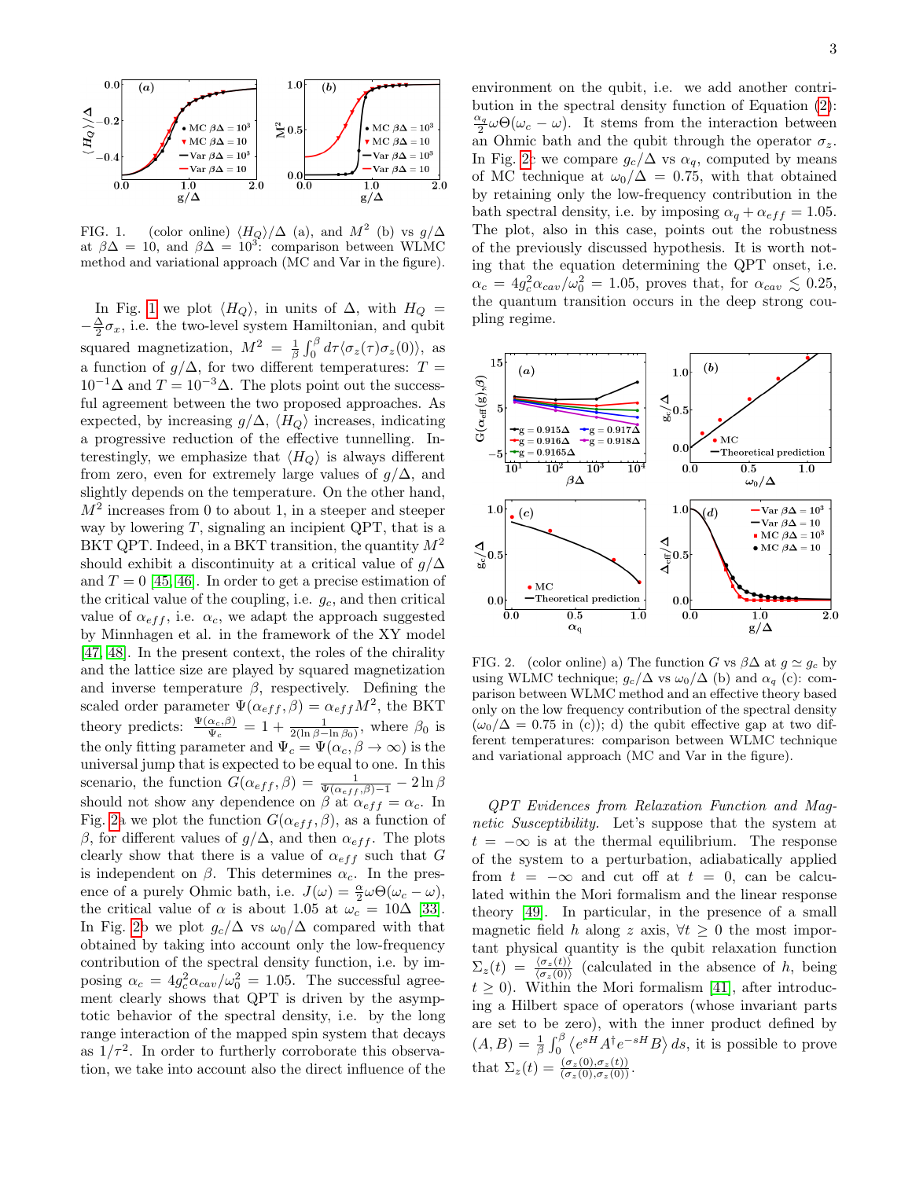FIG. 1. (color online) $\langle H_Q\rangle/\Delta$ (a), and $M^2$ (b) vs $g/\Delta$ at $\beta\Delta = 10$, and $\beta\Delta = 10^3$: comparison between WLMC method and variational approach (MC and Var in the figure).

In Fig. 1 we plot $\langle H_Q\rangle$, in units of $\Delta$, with $H_Q = -\frac{\Delta}{2}\sigma_x$, i.e. the two-level system Hamiltonian, and qubit squared magnetization, $M^2 = \frac{1}{\beta}\int_0^\beta d\tau \langle\sigma_z(\tau)\sigma_z(0)\rangle$, as a function of $g/\Delta$, for two different temperatures: $T = 10^{-1}\Delta$ and $T = 10^{-3}\Delta$. The plots point out the successful agreement between the two proposed approaches. As expected, by increasing $g/\Delta$, $\langle H_Q\rangle$ increases, indicating a progressive reduction of the effective tunnelling. Interestingly, we emphasize that $\langle H_Q\rangle$ is always different from zero, even for extremely large values of $g/\Delta$, and slightly depends on the temperature. On the other hand, $M^2$ increases from 0 to about 1, in a steeper and steeper way by lowering $T$, signaling an incipient QPT, that is a BKT QPT. Indeed, in a BKT transition, the quantity $M^2$ should exhibit a discontinuity at a critical value of $g/\Delta$ and $T = 0$ [45, 46]. In order to get a precise estimation of the critical value of the coupling, i.e. $g_c$, and then critical value of $\alpha_{eff}$, i.e. $\alpha_c$, we adapt the approach suggested by Minnhagen et al. in the framework of the XY model [47, 48]. In the present context, the roles of the chirality and the lattice size are played by squared magnetization and inverse temperature $\beta$, respectively. Defining the scaled order parameter $\Psi(\alpha_{eff},\beta) = \alpha_{eff}M^2$, the BKT theory predicts: $\frac{\Psi(\alpha_c,\beta)}{\Psi_c} = 1 + \frac{1}{2(\ln\beta - \ln\beta_0)}$, where $\beta_0$ is the only fitting parameter and $\Psi_c = \Psi(\alpha_c, \beta\to\infty)$ is the universal jump that is expected to be equal to one. In this scenario, the function $G(\alpha_{eff},\beta) = \frac{1}{\Psi(\alpha_{eff},\beta)-1} - 2\ln\beta$ should not show any dependence on $\beta$ at $\alpha_{eff} = \alpha_c$. In Fig. 2a we plot the function $G(\alpha_{eff},\beta)$, as a function of $\beta$, for different values of $g/\Delta$, and then $\alpha_{eff}$. The plots clearly show that there is a value of $\alpha_{eff}$ such that $G$ is independent on $\beta$. This determines $\alpha_c$. In the presence of a purely Ohmic bath, i.e. $J(\omega) = \frac{\alpha}{2}\omega\Theta(\omega_c - \omega)$, the critical value of $\alpha$ is about 1.05 at $\omega_c = 10\Delta$ [33]. In Fig. 2b we plot $g_c/\Delta$ vs $\omega_0/\Delta$ compared with that obtained by taking into account only the low-frequency contribution of the spectral density function, i.e. by imposing $\alpha_c = 4g_c^2\alpha_{cav}/\omega_0^2 = 1.05$. The successful agreement clearly shows that QPT is driven by the asymptotic behavior of the spectral density, i.e. by the long range interaction of the mapped spin system that decays as $1/\tau^2$. In order to furtherly corroborate this observation, we take into account also the direct influence of the environment on the qubit, i.e. we add another contribution in the spectral density function of Equation (2): $\frac{\alpha_q}{2}\omega\Theta(\omega_c - \omega)$. It stems from the interaction between an Ohmic bath and the qubit through the operator $\sigma_z$. In Fig. 2c we compare $g_c/\Delta$ vs $\alpha_q$, computed by means of MC technique at $\omega_0/\Delta = 0.75$, with that obtained by retaining only the low-frequency contribution in the bath spectral density, i.e. by imposing $\alpha_q + \alpha_{eff} = 1.05$. The plot, also in this case, points out the robustness of the previously discussed hypothesis. It is worth noting that the equation determining the QPT onset, i.e. $\alpha_c = 4g_c^2\alpha_{cav}/\omega_0^2 = 1.05$, proves that, for $\alpha_{cav} \lesssim 0.25$, the quantum transition occurs in the deep strong coupling regime.

FIG. 2. (color online) a) The function $G$ vs $\beta\Delta$ at $g \simeq g_c$ by using WLMC technique; $g_c/\Delta$ vs $\omega_0/\Delta$ (b) and $\alpha_q$ (c): comparison between WLMC method and an effective theory based only on the low frequency contribution of the spectral density ($\omega_0/\Delta = 0.75$ in (c)); d) the qubit effective gap at two different temperatures: comparison between WLMC technique and variational approach (MC and Var in the figure).

*QPT Evidences from Relaxation Function and Magnetic Susceptibility.* Let's suppose that the system at $t = -\infty$ is at the thermal equilibrium. The response of the system to a perturbation, adiabatically applied from $t = -\infty$ and cut off at $t = 0$, can be calculated within the Mori formalism and the linear response theory [49]. In particular, in the presence of a small magnetic field $h$ along $z$ axis, $\forall t \geq 0$ the most important physical quantity is the qubit relaxation function $\Sigma_z(t) = \frac{\langle\sigma_z(t)\rangle}{\langle\sigma_z(0)\rangle}$ (calculated in the absence of $h$, being $t \geq 0$). Within the Mori formalism [41], after introducing a Hilbert space of operators (whose invariant parts are set to be zero), with the inner product defined by $(A, B) = \frac{1}{\beta}\int_0^\beta \langle e^{sH}A^\dagger e^{-sH}B\rangle\, ds$, it is possible to prove that $\Sigma_z(t) = \frac{(\sigma_z(0),\sigma_z(t))}{(\sigma_z(0),\sigma_z(0))}$.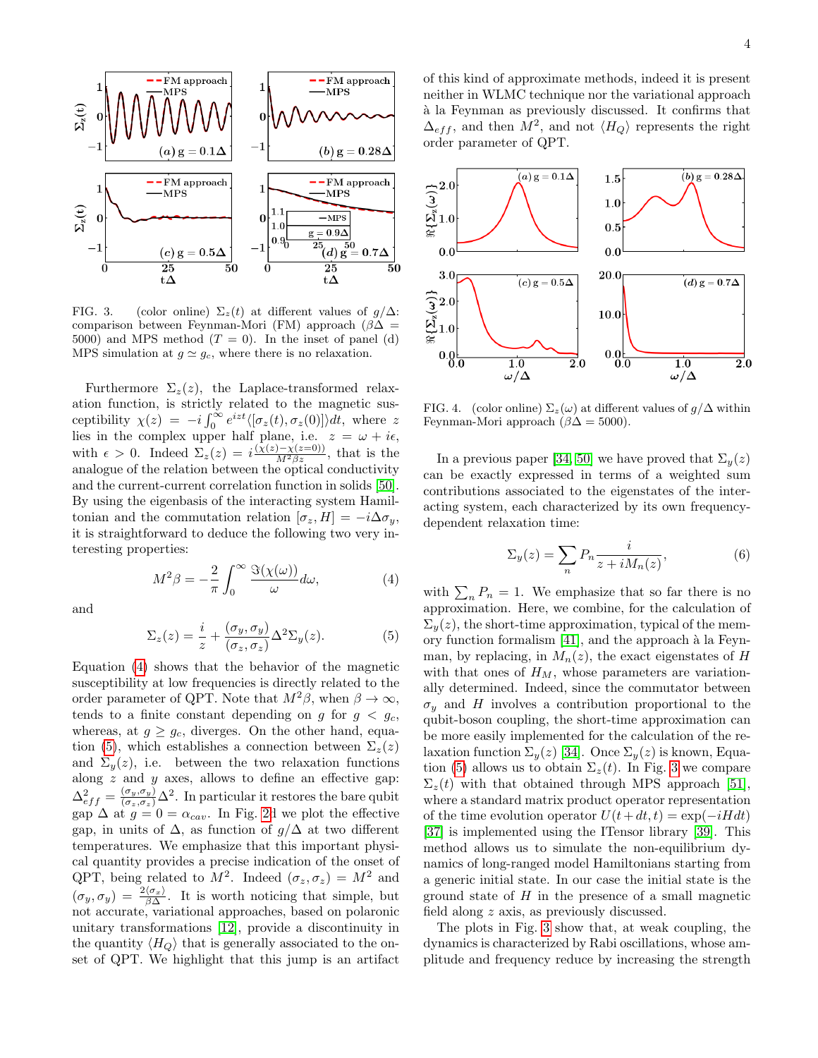FIG. 3. (color online) $\Sigma_z(t)$ at different values of $g/\Delta$: comparison between Feynman-Mori (FM) approach ($\beta\Delta = 5000$) and MPS method ($T = 0$). In the inset of panel (d) MPS simulation at $g \simeq g_c$, where there is no relaxation.

Furthermore $\Sigma_z(z)$, the Laplace-transformed relaxation function, is strictly related to the magnetic susceptibility $\chi(z) = -i\int_0^\infty e^{izt}\langle[\sigma_z(t), \sigma_z(0)]\rangle dt$, where $z$ lies in the complex upper half plane, i.e. $z = \omega + i\epsilon$, with $\epsilon > 0$. Indeed $\Sigma_z(z) = i\frac{(\chi(z)-\chi(z=0))}{M^2\beta z}$, that is the analogue of the relation between the optical conductivity and the current-current correlation function in solids [50]. By using the eigenbasis of the interacting system Hamiltonian and the commutation relation $[\sigma_z, H] = -i\Delta\sigma_y$, it is straightforward to deduce the following two very interesting properties:

$$M^2\beta = -\frac{2}{\pi}\int_0^\infty \frac{\Im(\chi(\omega))}{\omega}d\omega, \tag{4}$$

and

$$\Sigma_z(z) = \frac{i}{z} + \frac{(\sigma_y, \sigma_y)}{(\sigma_z, \sigma_z)}\Delta^2\Sigma_y(z). \tag{5}$$

Equation (4) shows that the behavior of the magnetic susceptibility at low frequencies is directly related to the order parameter of QPT. Note that $M^2\beta$, when $\beta \to \infty$, tends to a finite constant depending on $g$ for $g < g_c$, whereas, at $g \geq g_c$, diverges. On the other hand, equation (5), which establishes a connection between $\Sigma_z(z)$ and $\Sigma_y(z)$, i.e. between the two relaxation functions along $z$ and $y$ axes, allows to define an effective gap: $\Delta_{eff}^2 = \frac{(\sigma_y,\sigma_y)}{(\sigma_z,\sigma_z)}\Delta^2$. In particular it restores the bare qubit gap $\Delta$ at $g = 0 = \alpha_{cav}$. In Fig. 2d we plot the effective gap, in units of $\Delta$, as function of $g/\Delta$ at two different temperatures. We emphasize that this important physical quantity provides a precise indication of the onset of QPT, being related to $M^2$. Indeed $(\sigma_z, \sigma_z) = M^2$ and $(\sigma_y, \sigma_y) = \frac{2\langle\sigma_x\rangle}{\beta\Delta}$. It is worth noticing that simple, but not accurate, variational approaches, based on polaronic unitary transformations [12], provide a discontinuity in the quantity $\langle H_Q\rangle$ that is generally associated to the onset of QPT. We highlight that this jump is an artifact of this kind of approximate methods, indeed it is present neither in WLMC technique nor the variational approach à la Feynman as previously discussed. It confirms that $\Delta_{eff}$, and then $M^2$, and not $\langle H_Q\rangle$ represents the right order parameter of QPT.

FIG. 4. (color online) $\Sigma_z(\omega)$ at different values of $g/\Delta$ within Feynman-Mori approach ($\beta\Delta = 5000$).

In a previous paper [34, 50] we have proved that $\Sigma_y(z)$ can be exactly expressed in terms of a weighted sum contributions associated to the eigenstates of the interacting system, each characterized by its own frequency-dependent relaxation time:

$$\Sigma_y(z) = \sum_n P_n \frac{i}{z + iM_n(z)}, \tag{6}$$

with $\sum_n P_n = 1$. We emphasize that so far there is no approximation. Here, we combine, for the calculation of $\Sigma_y(z)$, the short-time approximation, typical of the memory function formalism [41], and the approach à la Feynman, by replacing, in $M_n(z)$, the exact eigenstates of $H$ with that ones of $H_M$, whose parameters are variationally determined. Indeed, since the commutator between $\sigma_y$ and $H$ involves a contribution proportional to the qubit-boson coupling, the short-time approximation can be more easily implemented for the calculation of the relaxation function $\Sigma_y(z)$ [34]. Once $\Sigma_y(z)$ is known, Equation (5) allows us to obtain $\Sigma_z(t)$. In Fig. 3 we compare $\Sigma_z(t)$ with that obtained through MPS approach [51], where a standard matrix product operator representation of the time evolution operator $U(t+dt, t) = \exp(-iHdt)$ [37] is implemented using the ITensor library [39]. This method allows us to simulate the non-equilibrium dynamics of long-ranged model Hamiltonians starting from a generic initial state. In our case the initial state is the ground state of $H$ in the presence of a small magnetic field along $z$ axis, as previously discussed.

The plots in Fig. 3 show that, at weak coupling, the dynamics is characterized by Rabi oscillations, whose amplitude and frequency reduce by increasing the strength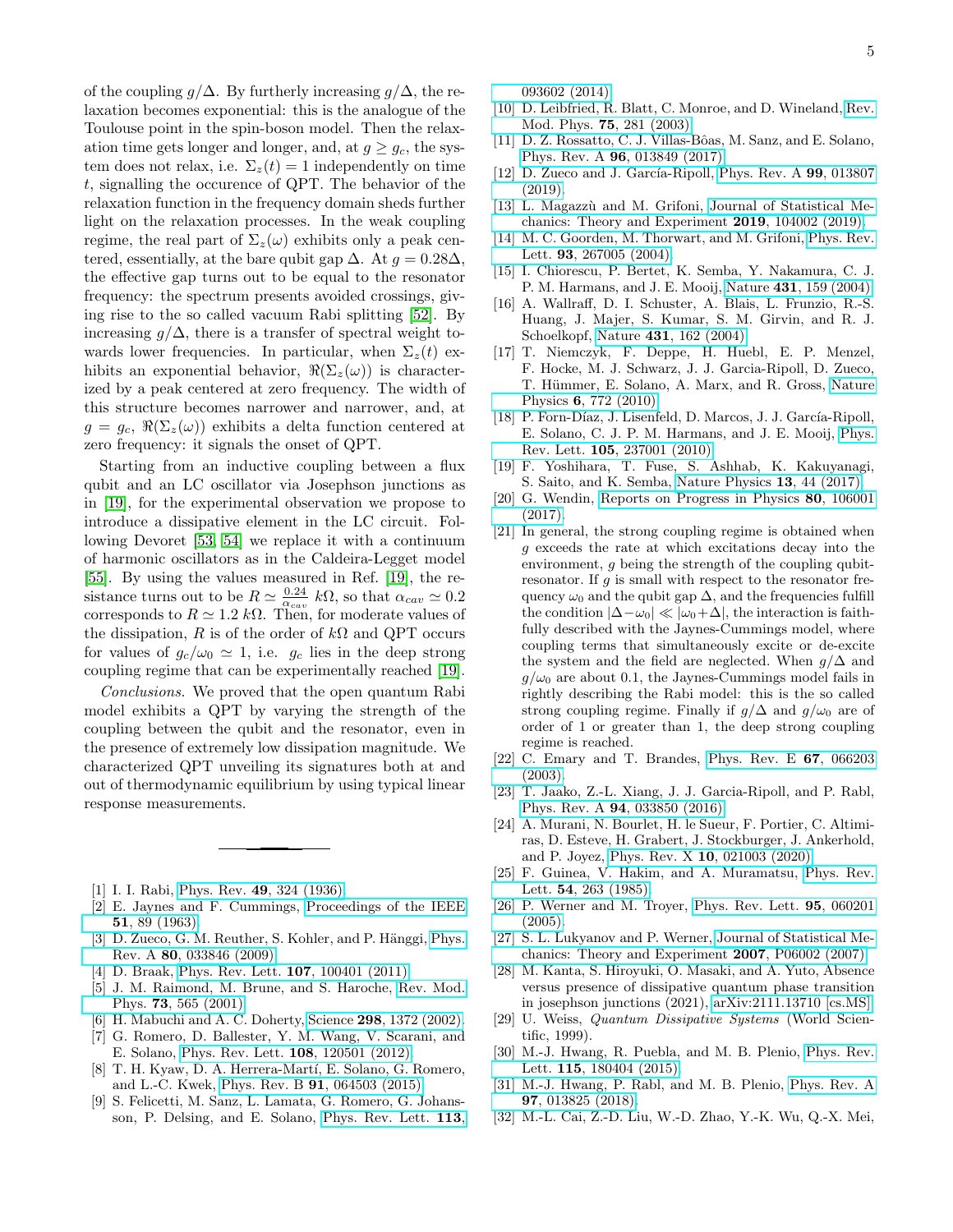of the coupling $g/\Delta$. By furtherly increasing $g/\Delta$, the relaxation becomes exponential: this is the analogue of the Toulouse point in the spin-boson model. Then the relaxation time gets longer and longer, and, at $g \geq g_c$, the system does not relax, i.e. $\Sigma_z(t) = 1$ independently on time $t$, signalling the occurence of QPT. The behavior of the relaxation function in the frequency domain sheds further light on the relaxation processes. In the weak coupling regime, the real part of $\Sigma_z(\omega)$ exhibits only a peak centered, essentially, at the bare qubit gap $\Delta$. At $g = 0.28\Delta$, the effective gap turns out to be equal to the resonator frequency: the spectrum presents avoided crossings, giving rise to the so called vacuum Rabi splitting [52]. By increasing $g/\Delta$, there is a transfer of spectral weight towards lower frequencies. In particular, when $\Sigma_z(t)$ exhibits an exponential behavior, $\Re(\Sigma_z(\omega))$ is characterized by a peak centered at zero frequency. The width of this structure becomes narrower and narrower, and, at $g = g_c$, $\Re(\Sigma_z(\omega))$ exhibits a delta function centered at zero frequency: it signals the onset of QPT.

Starting from an inductive coupling between a flux qubit and an LC oscillator via Josephson junctions as in [19], for the experimental observation we propose to introduce a dissipative element in the LC circuit. Following Devoret [53, 54] we replace it with a continuum of harmonic oscillators as in the Caldeira-Legget model [55]. By using the values measured in Ref. [19], the resistance turns out to be $R \simeq \frac{0.24}{\alpha_{cav}}$ $k\Omega$, so that $\alpha_{cav} \simeq 0.2$ corresponds to $R \simeq 1.2$ $k\Omega$. Then, for moderate values of the dissipation, $R$ is of the order of $k\Omega$ and QPT occurs for values of $g_c/\omega_0 \simeq 1$, i.e. $g_c$ lies in the deep strong coupling regime that can be experimentally reached [19].

*Conclusions.* We proved that the open quantum Rabi model exhibits a QPT by varying the strength of the coupling between the qubit and the resonator, even in the presence of extremely low dissipation magnitude. We characterized QPT unveiling its signatures both at and out of thermodynamic equilibrium by using typical linear response measurements.

---

[1] I. I. Rabi, Phys. Rev. **49**, 324 (1936).

[2] E. Jaynes and F. Cummings, Proceedings of the IEEE **51**, 89 (1963).

[3] D. Zueco, G. M. Reuther, S. Kohler, and P. Hänggi, Phys. Rev. A **80**, 033846 (2009).

[4] D. Braak, Phys. Rev. Lett. **107**, 100401 (2011).

[5] J. M. Raimond, M. Brune, and S. Haroche, Rev. Mod. Phys. **73**, 565 (2001).

[6] H. Mabuchi and A. C. Doherty, Science **298**, 1372 (2002).

[7] G. Romero, D. Ballester, Y. M. Wang, V. Scarani, and E. Solano, Phys. Rev. Lett. **108**, 120501 (2012).

[8] T. H. Kyaw, D. A. Herrera-Martí, E. Solano, G. Romero, and L.-C. Kwek, Phys. Rev. B **91**, 064503 (2015).

[9] S. Felicetti, M. Sanz, L. Lamata, G. Romero, G. Johansson, P. Delsing, and E. Solano, Phys. Rev. Lett. **113**, 093602 (2014).

[10] D. Leibfried, R. Blatt, C. Monroe, and D. Wineland, Rev. Mod. Phys. **75**, 281 (2003).

[11] D. Z. Rossatto, C. J. Villas-Bôas, M. Sanz, and E. Solano, Phys. Rev. A **96**, 013849 (2017).

[12] D. Zueco and J. García-Ripoll, Phys. Rev. A **99**, 013807 (2019).

[13] L. Magazzù and M. Grifoni, Journal of Statistical Mechanics: Theory and Experiment **2019**, 104002 (2019).

[14] M. C. Goorden, M. Thorwart, and M. Grifoni, Phys. Rev. Lett. **93**, 267005 (2004).

[15] I. Chiorescu, P. Bertet, K. Semba, Y. Nakamura, C. J. P. M. Harmans, and J. E. Mooij, Nature **431**, 159 (2004).

[16] A. Wallraff, D. I. Schuster, A. Blais, L. Frunzio, R.-S. Huang, J. Majer, S. Kumar, S. M. Girvin, and R. J. Schoelkopf, Nature **431**, 162 (2004).

[17] T. Niemczyk, F. Deppe, H. Huebl, E. P. Menzel, F. Hocke, M. J. Schwarz, J. J. Garcia-Ripoll, D. Zueco, T. Hümmer, E. Solano, A. Marx, and R. Gross, Nature Physics **6**, 772 (2010).

[18] P. Forn-Díaz, J. Lisenfeld, D. Marcos, J. J. García-Ripoll, E. Solano, C. J. P. M. Harmans, and J. E. Mooij, Phys. Rev. Lett. **105**, 237001 (2010).

[19] F. Yoshihara, T. Fuse, S. Ashhab, K. Kakuyanagi, S. Saito, and K. Semba, Nature Physics **13**, 44 (2017).

[20] G. Wendin, Reports on Progress in Physics **80**, 106001 (2017).

[21] In general, the strong coupling regime is obtained when $g$ exceeds the rate at which excitations decay into the environment, $g$ being the strength of the coupling qubit-resonator. If $g$ is small with respect to the resonator frequency $\omega_0$ and the qubit gap $\Delta$, and the frequencies fulfill the condition $|\Delta - \omega_0| \ll |\omega_0 + \Delta|$, the interaction is faithfully described with the Jaynes-Cummings model, where coupling terms that simultaneously excite or de-excite the system and the field are neglected. When $g/\Delta$ and $g/\omega_0$ are about 0.1, the Jaynes-Cummings model fails in rightly describing the Rabi model: this is the so called strong coupling regime. Finally if $g/\Delta$ and $g/\omega_0$ are of order of 1 or greater than 1, the deep strong coupling regime is reached.

[22] C. Emary and T. Brandes, Phys. Rev. E **67**, 066203 (2003).

[23] T. Jaako, Z.-L. Xiang, J. J. Garcia-Ripoll, and P. Rabl, Phys. Rev. A **94**, 033850 (2016).

[24] A. Murani, N. Bourlet, H. le Sueur, F. Portier, C. Altimiras, D. Esteve, H. Grabert, J. Stockburger, J. Ankerhold, and P. Joyez, Phys. Rev. X **10**, 021003 (2020).

[25] F. Guinea, V. Hakim, and A. Muramatsu, Phys. Rev. Lett. **54**, 263 (1985).

[26] P. Werner and M. Troyer, Phys. Rev. Lett. **95**, 060201 (2005).

[27] S. L. Lukyanov and P. Werner, Journal of Statistical Mechanics: Theory and Experiment **2007**, P06002 (2007).

[28] M. Kanta, S. Hiroyuki, O. Masaki, and A. Yuto, Absence versus presence of dissipative quantum phase transition in josephson junctions (2021), arXiv:2111.13710 [cs.MS].

[29] U. Weiss, *Quantum Dissipative Systems* (World Scientific, 1999).

[30] M.-J. Hwang, R. Puebla, and M. B. Plenio, Phys. Rev. Lett. **115**, 180404 (2015).

[31] M.-J. Hwang, P. Rabl, and M. B. Plenio, Phys. Rev. A **97**, 013825 (2018).

[32] M.-L. Cai, Z.-D. Liu, W.-D. Zhao, Y.-K. Wu, Q.-X. Mei,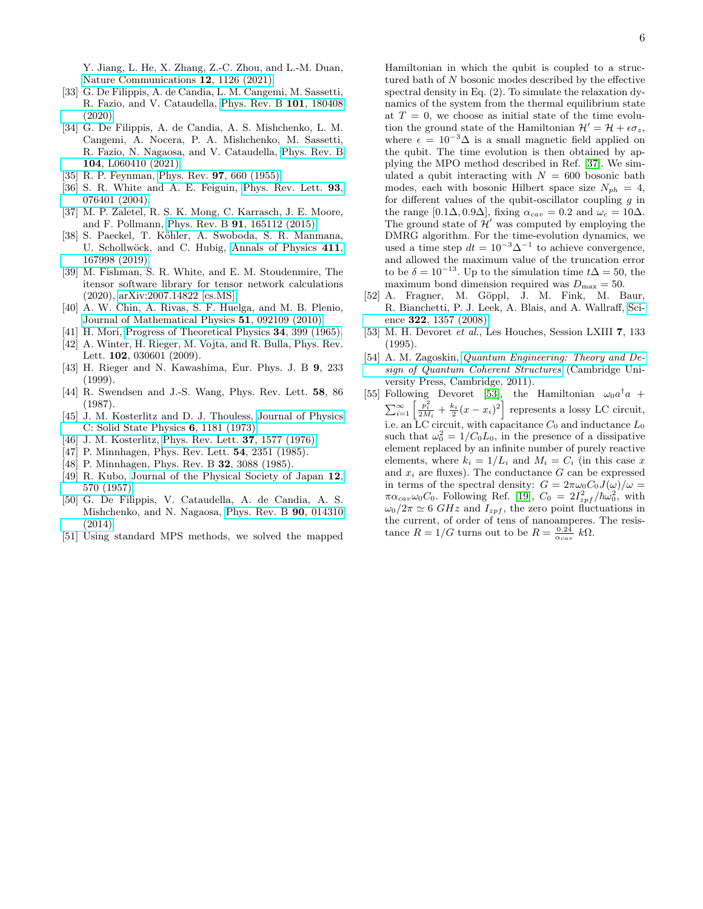Y. Jiang, L. He, X. Zhang, Z.-C. Zhou, and L.-M. Duan, Nature Communications **12**, 1126 (2021).

[33] G. De Filippis, A. de Candia, L. M. Cangemi, M. Sassetti, R. Fazio, and V. Cataudella, Phys. Rev. B **101**, 180408 (2020).

[34] G. De Filippis, A. de Candia, A. S. Mishchenko, L. M. Cangemi, A. Nocera, P. A. Mishchenko, M. Sassetti, R. Fazio, N. Nagaosa, and V. Cataudella, Phys. Rev. B **104**, L060410 (2021).

[35] R. P. Feynman, Phys. Rev. **97**, 660 (1955).

[36] S. R. White and A. E. Feiguin, Phys. Rev. Lett. **93**, 076401 (2004).

[37] M. P. Zaletel, R. S. K. Mong, C. Karrasch, J. E. Moore, and F. Pollmann, Phys. Rev. B **91**, 165112 (2015).

[38] S. Paeckel, T. Köhler, A. Swoboda, S. R. Manmana, U. Schollwöck, and C. Hubig, Annals of Physics **411**, 167998 (2019).

[39] M. Fishman, S. R. White, and E. M. Stoudenmire, The itensor software library for tensor network calculations (2020), arXiv:2007.14822 [cs.MS].

[40] A. W. Chin, A. Rivas, S. F. Huelga, and M. B. Plenio, Journal of Mathematical Physics **51**, 092109 (2010).

[41] H. Mori, Progress of Theoretical Physics **34**, 399 (1965).

[42] A. Winter, H. Rieger, M. Vojta, and R. Bulla, Phys. Rev. Lett. **102**, 030601 (2009).

[43] H. Rieger and N. Kawashima, Eur. Phys. J. B **9**, 233 (1999).

[44] R. Swendsen and J.-S. Wang, Phys. Rev. Lett. **58**, 86 (1987).

[45] J. M. Kosterlitz and D. J. Thouless, Journal of Physics C: Solid State Physics **6**, 1181 (1973).

[46] J. M. Kosterlitz, Phys. Rev. Lett. **37**, 1577 (1976).

[47] P. Minnhagen, Phys. Rev. Lett. **54**, 2351 (1985).

[48] P. Minnhagen, Phys. Rev. B **32**, 3088 (1985).

[49] R. Kubo, Journal of the Physical Society of Japan **12**, 570 (1957).

[50] G. De Filippis, V. Cataudella, A. de Candia, A. S. Mishchenko, and N. Nagaosa, Phys. Rev. B **90**, 014310 (2014).

[51] Using standard MPS methods, we solved the mapped Hamiltonian in which the qubit is coupled to a structured bath of $N$ bosonic modes described by the effective spectral density in Eq. (2). To simulate the relaxation dynamics of the system from the thermal equilibrium state at $T = 0$, we choose as initial state of the time evolution the ground state of the Hamiltonian $\mathcal{H}' = \mathcal{H} + \epsilon\sigma_z$, where $\epsilon = 10^{-3}\Delta$ is a small magnetic field applied on the qubit. The time evolution is then obtained by applying the MPO method described in Ref. [37]. We simulated a qubit interacting with $N = 600$ bosonic bath modes, each with bosonic Hilbert space size $N_{ph} = 4$, for different values of the qubit-oscillator coupling $g$ in the range $[0.1\Delta, 0.9\Delta]$, fixing $\alpha_{cav} = 0.2$ and $\omega_c = 10\Delta$. The ground state of $\mathcal{H}'$ was computed by employing the DMRG algorithm. For the time-evolution dynamics, we used a time step $dt = 10^{-3}\Delta^{-1}$ to achieve convergence, and allowed the maximum value of the truncation error to be $\delta = 10^{-13}$. Up to the simulation time $t\Delta = 50$, the maximum bond dimension required was $D_{\max} = 50$.

[52] A. Fragner, M. Göppl, J. M. Fink, M. Baur, R. Bianchetti, P. J. Leek, A. Blais, and A. Wallraff, Science **322**, 1357 (2008).

[53] M. H. Devoret *et al.*, Les Houches, Session LXIII **7**, 133 (1995).

[54] A. M. Zagoskin, *Quantum Engineering: Theory and Design of Quantum Coherent Structures* (Cambridge University Press, Cambridge, 2011).

[55] Following Devoret [53], the Hamiltonian $\omega_0 a^\dagger a + \sum_{i=1}^{\infty}\left[\frac{p_i^2}{2M_i} + \frac{k_i}{2}(x - x_i)^2\right]$ represents a lossy LC circuit, i.e. an LC circuit, with capacitance $C_0$ and inductance $L_0$ such that $\omega_0^2 = 1/C_0L_0$, in the presence of a dissipative element replaced by an infinite number of purely reactive elements, where $k_i = 1/L_i$ and $M_i = C_i$ (in this case $x$ and $x_i$ are fluxes). The conductance $G$ can be expressed in terms of the spectral density: $G = 2\pi\omega_0 C_0 J(\omega)/\omega = \pi\alpha_{cav}\omega_0 C_0$. Following Ref. [19], $C_0 = 2I_{zpf}^2/\hbar\omega_0^2$, with $\omega_0/2\pi \simeq 6\ GHz$ and $I_{zpf}$, the zero point fluctuations in the current, of order of tens of nanoamperes. The resistance $R = 1/G$ turns out to be $R = \frac{0.24}{\alpha_{cav}}\ k\Omega$.